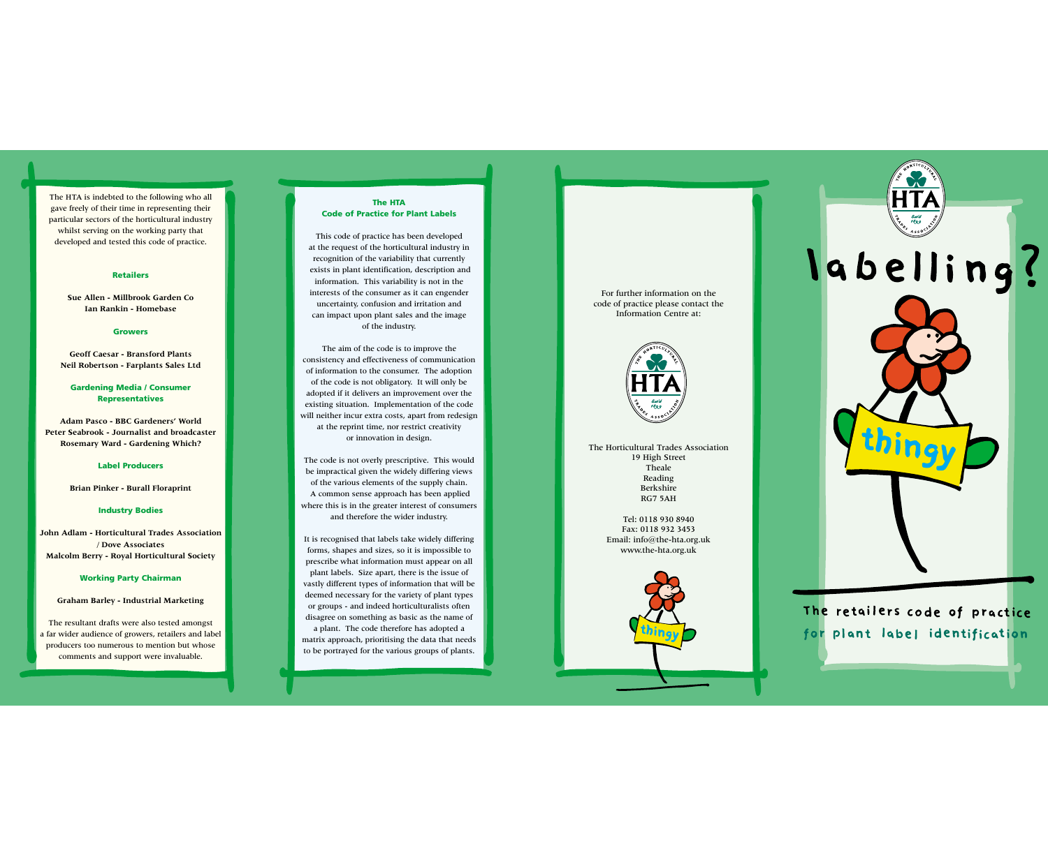The HTA is indebted to the following who all gave freely of their time in representing their particular sectors of the horticultural industry whilst serving on the working party that developed and tested this code of practice.

### Retailers

**Sue Allen - Millbrook Garden Co**
**Ian Rankin - Homebase**

### Growers

**Geoff Caesar - Bransford Plants**
**Neil Robertson - Farplants Sales Ltd**

### Gardening Media / Consumer Representatives

**Adam Pasco - BBC Gardeners' World**
**Peter Seabrook - Journalist and broadcaster**
**Rosemary Ward - Gardening Which?**

### Label Producers

**Brian Pinker - Burall Floraprint**

### Industry Bodies

**John Adlam - Horticultural Trades Association / Dove Associates**
**Malcolm Berry - Royal Horticultural Society**

### Working Party Chairman

**Graham Barley - Industrial Marketing**

The resultant drafts were also tested amongst a far wider audience of growers, retailers and label producers too numerous to mention but whose comments and support were invaluable.

## The HTA Code of Practice for Plant Labels

This code of practice has been developed at the request of the horticultural industry in recognition of the variability that currently exists in plant identification, description and information. This variability is not in the interests of the consumer as it can engender uncertainty, confusion and irritation and can impact upon plant sales and the image of the industry.

The aim of the code is to improve the consistency and effectiveness of communication of information to the consumer. The adoption of the code is not obligatory. It will only be adopted if it delivers an improvement over the existing situation. Implementation of the code will neither incur extra costs, apart from redesign at the reprint time, nor restrict creativity or innovation in design.

The code is not overly prescriptive. This would be impractical given the widely differing views of the various elements of the supply chain. A common sense approach has been applied where this is in the greater interest of consumers and therefore the wider industry.

It is recognised that labels take widely differing forms, shapes and sizes, so it is impossible to prescribe what information must appear on all plant labels. Size apart, there is the issue of vastly different types of information that will be deemed necessary for the variety of plant types or groups - and indeed horticulturalists often disagree on something as basic as the name of a plant. The code therefore has adopted a matrix approach, prioritising the data that needs to be portrayed for the various groups of plants.

For further information on the code of practice please contact the Information Centre at:

The Horticultural Trades Association
19 High Street
Theale
Reading
Berkshire
RG7 5AH

Tel: 0118 930 8940
Fax: 0118 932 3453
Email: info@the-hta.org.uk
www.the-hta.org.uk

# labelling?

thingy

## The retailers code of practice for plant label identification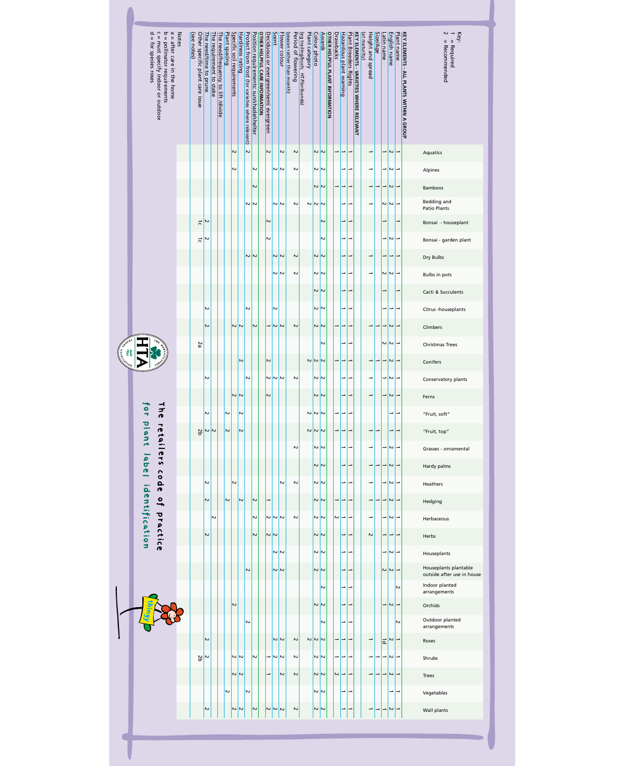# The retailers code of practice for plant label identification

Key:
1 = Required
2 = Recommended

| | KEY ELEMENTS - ALL PLANTS WITHIN A GROUP | | | | | KEY ELEMENTS - VARIETIES WHERE RELEVANT | | | OTHER HELPFUL PLANT INFORMATION | | | | | | | OTHER HELPFUL CARE INFORMATION | | | | | | | | |
|---|---|---|---|---|---|---|---|---|---|---|---|---|---|---|---|---|---|---|---|---|---|---|---|---|
| | Plant name: English name | Plant name: Latin name | Size/Age | Height and spread (at maturity) | | Plant Breeders Rights | Hazardous plant warning | Drawbacks | Awards | Colour photo | Plant category (eg trailing bush, HT/floribunda) | Period of flowering (season rather than month) | Flower colour | Scent | Deciduous or evergreen/semi evergreen | Position requirements: sun/shade/shelter | Protect from frost (for varieties where relevant) | Hardiness rating | Specific soil requirements | Plant spacing | The need/frequency to lift/divide | The requirement to stake | The need/time to prune | Other specific plant care issue (see notes) |
| Aquatics | 1 | 2 | 1 | | 1 | 1 | 1 | 1 | 2 | 2 | | 2 | 2 | | 2 | | 2 | | 2 | | | | | |
| Alpines | 1 | 2 | 1 | | 1 | 1 | 1 | | 2 | 2 | | 2 | 2 | 2 | | 2 | | | 2 | | | | | |
| Bamboos | 1 | 2 | 1 | 1 | 1 | 1 | 1 | 1 | 2 | 2 | | | | | | 2 | | | | | | | | |
| Bedding and Patio Plants | 1 | 2 | 2 | | 1 | 1 | 1 | | 2 | 2 | 2 | 2 | 2 | 2 | | 2 | 2 | | | | | | | |
| Bonsai - houseplant | 1 | | 1 | | | 1 | 1 | | 2 | | | | | | 2 | | | | | | | | 2 | 1c |
| Bonsai - garden plant | 1 | 2 | 1 | | | 1 | 1 | | 2 | | | | | | 2 | | | | | | | | 2 | 1c |
| Dry Bulbs | 1 | 1 | 1 | | 1 | 1 | 1 | | 2 | 2 | | 2 | 2 | 2 | | 2 | 2 | | | | | | | |
| Bulbs in pots | 1 | 2 | 2 | | 1 | 1 | 1 | | 2 | 2 | | 2 | 2 | 2 | | | | | | | | | | |
| Cacti & Succulents | 1 | | 1 | | | 1 | 1 | | 2 | 2 | | | | | | | | | | | | | | |
| Citrus -houseplants | 1 | 1 | 1 | | | 1 | 1 | | 2 | 2 | | | | 2 | | | 2 | | | | | | 2 | |
| Climbers | 1 | 2 | 1 | 1 | 1 | 1 | 1 | 1 | 2 | 2 | | 2 | 2 | 2 | 1 | 2 | | 2 | 2 | | | | 2 | |
| Christmas Trees | 1 | 2 | 2 | | | 1 | 1 | | 2 | | | | | | | | | | | | | | | 2a |
| Conifers | 1 | 2 | 1 | 1 | 1 | 1 | 1 | 1 | 2 | 2 | 2 | | | | 2 | | | 2 | | | | | | |
| Conservatory plants | 1 | 2 | 1 | | 1 | 1 | 1 | | 2 | 2 | | 2 | 2 | 2 | 2 | | 2 | | | | | | 2 | |
| Ferns | 1 | 2 | 1 | | 1 | 1 | 1 | | 2 | 2 | | | | | 2 | | | 2 | 2 | | | | | |
| "Fruit, soft" | 1 | 1 | | | | 1 | 1 | 1 | 2 | 2 | 2 | | | | | | | 2 | | 2 | | | 2 | |
| "Fruit, top" | 1 | 1 | | 1 | 1 | 1 | 1 | 1 | 2 | 2 | 2 | | | | | | | 2 | | 2 | | 2 | 2 | 2b |
| Grasses - ornamental | 1 | 2 | 1 | | 1 | 1 | 1 | | 2 | 2 | | 2 | | | | | | | | | | | | |
| Hardy palms | 1 | 2 | 1 | 1 | 1 | 1 | 1 | | 2 | 2 | | | | | | | | | | | | | | |
| Heathers | 1 | 2 | 1 | | 1 | 1 | 1 | | 2 | 2 | | 2 | 2 | | | | | | 2 | | | | 2 | |
| Hedging | 1 | 2 | 1 | 1 | 1 | 1 | 1 | 1 | 2 | 2 | | | | | 1 | 2 | | 2 | | 2 | | | 2 | |
| Herbaceous | 1 | 2 | 1 | | 1 | 1 | 1 | 2 | 2 | 2 | | 2 | 2 | 2 | 2 | 2 | | | | | | 2 | | |
| Herbs | 1 | 1 | 1 | | 2 | 1 | 1 | | 2 | 2 | | | | 2 | 2 | 2 | | | | | | | 2 | |
| Houseplants | 1 | 2 | 1 | | | 1 | 1 | | 2 | 2 | | | 2 | 2 | | | | | | | | | | |
| Houseplants plantable outside after use in house | 1 | 2 | 2 | | | 1 | 1 | | 2 | 2 | | | 2 | 2 | | | 2 | | | | | | | |
| Indoor planted arrangements | 2 | | | | | 1 | 1 | | 2 | | | | | | | | | | | | | | | |
| Orchids | 1 | 2 | 1 | | | 1 | 1 | | 2 | 2 | | | | | | | | | 2 | | | | | |
| Outdoor planted arrangements | 2 | | | | | 1 | 1 | | 2 | | | | | | | | 2 | | | | | | | |
| Roses | 1 | 2 | 1d | | 1 | 1 | 1 | 1 | 2 | 2 | 2 | 2 | 2 | 2 | | | | | | | | | 2 | |
| Shrubs | 1 | 2 | 1 | 1 | 1 | 1 | 1 | 1 | 2 | 2 | | 2 | 2 | 2 | 1 | 2 | | 2 | 2 | | | | 2 | 2b |
| Trees | 1 | 2 | 1 | 1 | 1 | 1 | 1 | 2 | 2 | 2 | | 2 | 2 | | 1 | | | 2 | 2 | | | | | |
| Vegetables | 1 | 1 | | | | 1 | 1 | | 2 | 2 | | | | | | | 2 | | | 2 | | | | |
| Wall plants | 1 | 2 | 1 | 1 | 1 | 1 | 1 | | 2 | 2 | | 2 | 2 | 2 | 2 | 2 | | 2 | 2 | | | | 2 | |

Notes
a = after care in the home
b = pollinator requirements
c = must specify indoor or outdoor
d = for species roses